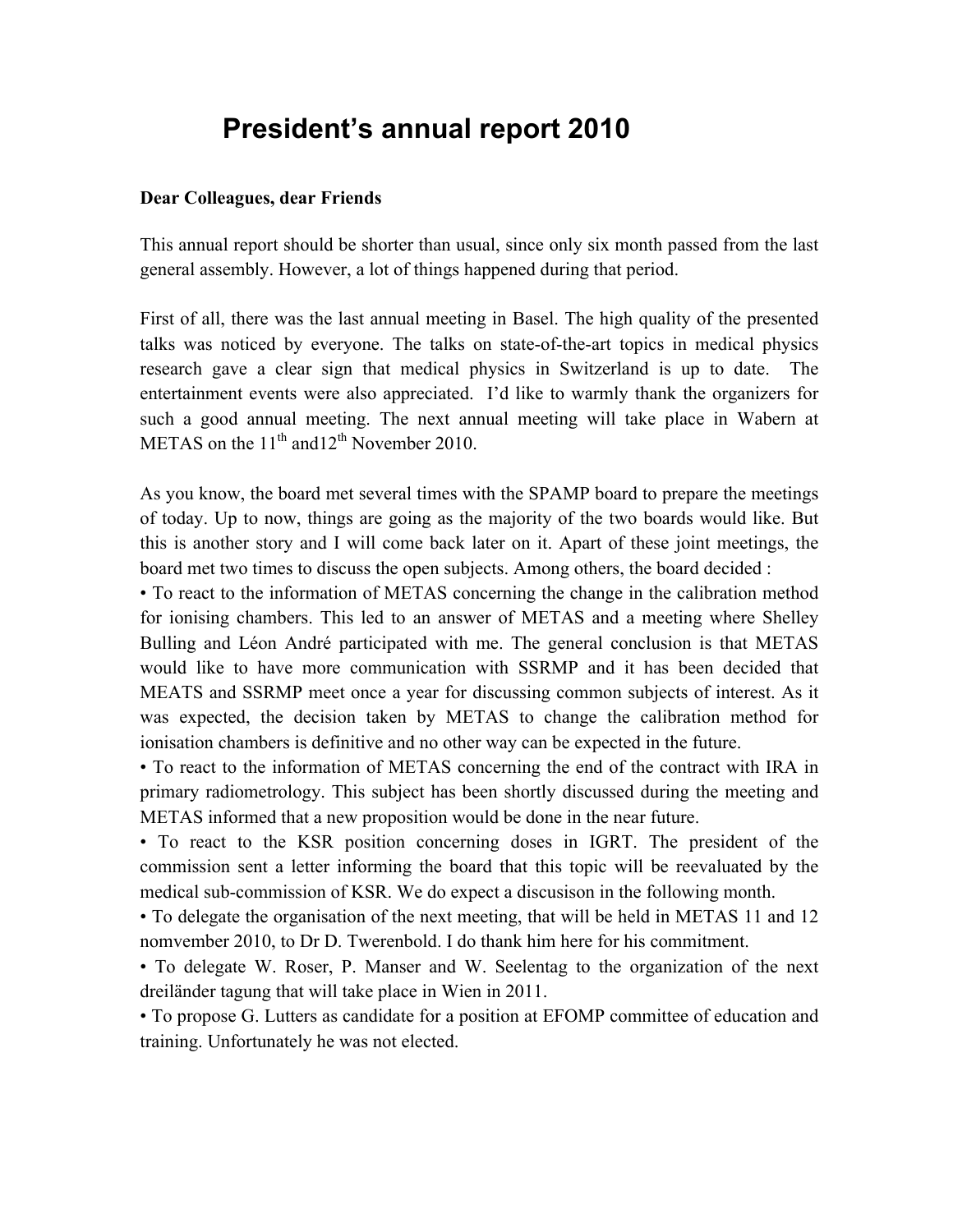# President's annual report 2010

**Dear Colleagues, dear Friends**

This annual report should be shorter than usual, since only six month passed from the last general assembly. However, a lot of things happened during that period.

First of all, there was the last annual meeting in Basel. The high quality of the presented talks was noticed by everyone. The talks on state-of-the-art topics in medical physics research gave a clear sign that medical physics in Switzerland is up to date. The entertainment events were also appreciated. I'd like to warmly thank the organizers for such a good annual meeting. The next annual meeting will take place in Wabern at METAS on the 11th and12th November 2010.

As you know, the board met several times with the SPAMP board to prepare the meetings of today. Up to now, things are going as the majority of the two boards would like. But this is another story and I will come back later on it. Apart of these joint meetings, the board met two times to discuss the open subjects. Among others, the board decided :

- To react to the information of METAS concerning the change in the calibration method for ionising chambers. This led to an answer of METAS and a meeting where Shelley Bulling and Léon André participated with me. The general conclusion is that METAS would like to have more communication with SSRMP and it has been decided that MEATS and SSRMP meet once a year for discussing common subjects of interest. As it was expected, the decision taken by METAS to change the calibration method for ionisation chambers is definitive and no other way can be expected in the future.
- To react to the information of METAS concerning the end of the contract with IRA in primary radiometrology. This subject has been shortly discussed during the meeting and METAS informed that a new proposition would be done in the near future.
- To react to the KSR position concerning doses in IGRT. The president of the commission sent a letter informing the board that this topic will be reevaluated by the medical sub-commission of KSR. We do expect a discusison in the following month.
- To delegate the organisation of the next meeting, that will be held in METAS 11 and 12 nomvember 2010, to Dr D. Twerenbold. I do thank him here for his commitment.
- To delegate W. Roser, P. Manser and W. Seelentag to the organization of the next dreiländer tagung that will take place in Wien in 2011.
- To propose G. Lutters as candidate for a position at EFOMP committee of education and training. Unfortunately he was not elected.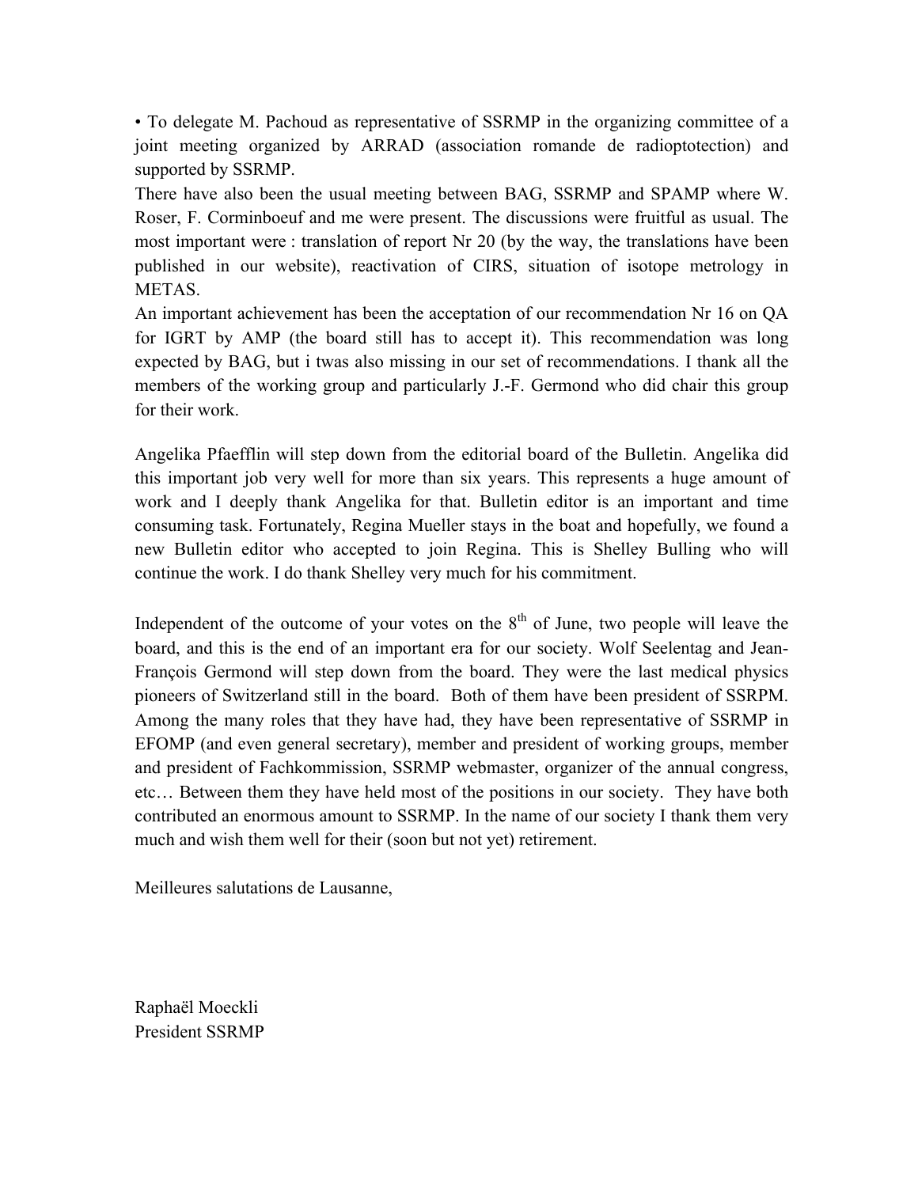• To delegate M. Pachoud as representative of SSRMP in the organizing committee of a joint meeting organized by ARRAD (association romande de radioptotection) and supported by SSRMP.

There have also been the usual meeting between BAG, SSRMP and SPAMP where W. Roser, F. Corminboeuf and me were present. The discussions were fruitful as usual. The most important were : translation of report Nr 20 (by the way, the translations have been published in our website), reactivation of CIRS, situation of isotope metrology in METAS.

An important achievement has been the acceptation of our recommendation Nr 16 on QA for IGRT by AMP (the board still has to accept it). This recommendation was long expected by BAG, but i twas also missing in our set of recommendations. I thank all the members of the working group and particularly J.-F. Germond who did chair this group for their work.

Angelika Pfaefflin will step down from the editorial board of the Bulletin. Angelika did this important job very well for more than six years. This represents a huge amount of work and I deeply thank Angelika for that. Bulletin editor is an important and time consuming task. Fortunately, Regina Mueller stays in the boat and hopefully, we found a new Bulletin editor who accepted to join Regina. This is Shelley Bulling who will continue the work. I do thank Shelley very much for his commitment.

Independent of the outcome of your votes on the 8th of June, two people will leave the board, and this is the end of an important era for our society. Wolf Seelentag and Jean-François Germond will step down from the board. They were the last medical physics pioneers of Switzerland still in the board. Both of them have been president of SSRPM. Among the many roles that they have had, they have been representative of SSRMP in EFOMP (and even general secretary), member and president of working groups, member and president of Fachkommission, SSRMP webmaster, organizer of the annual congress, etc… Between them they have held most of the positions in our society. They have both contributed an enormous amount to SSRMP. In the name of our society I thank them very much and wish them well for their (soon but not yet) retirement.

Meilleures salutations de Lausanne,

Raphaël Moeckli
President SSRMP